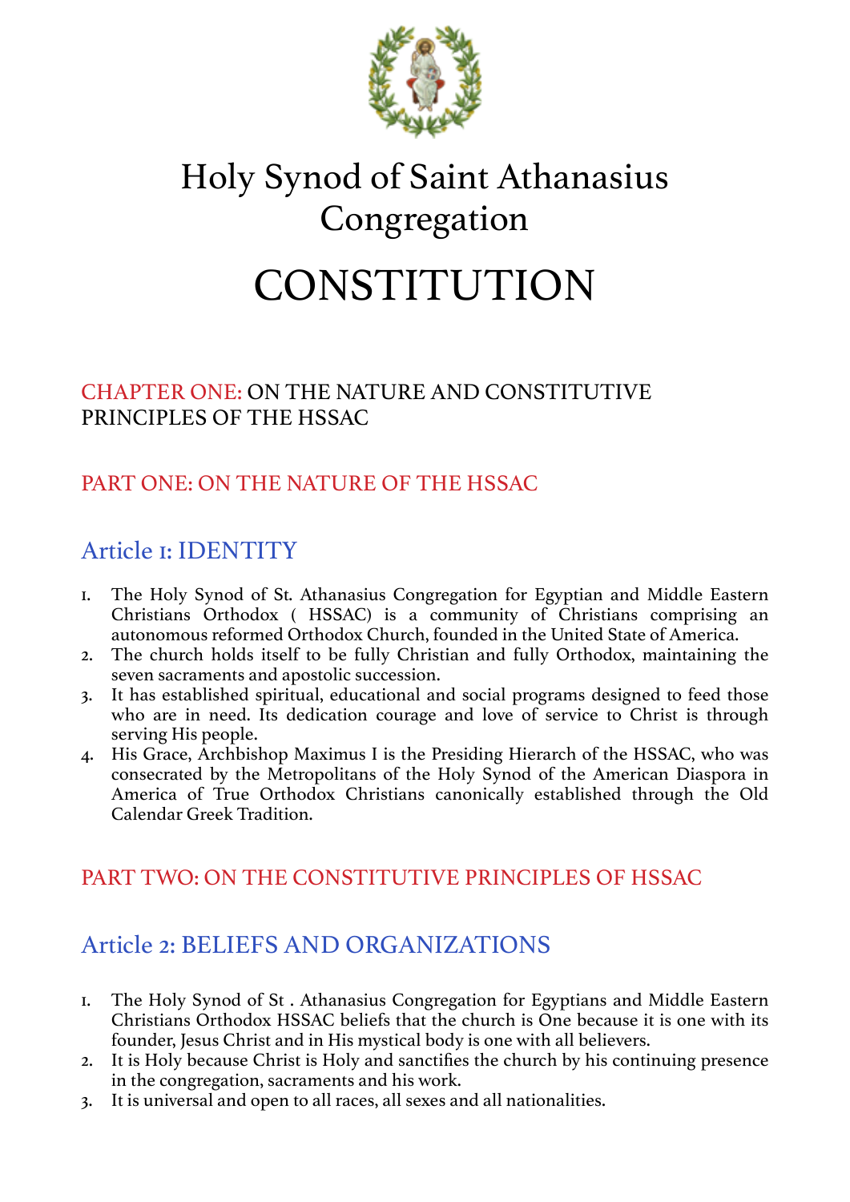# Holy Synod of Saint Athanasius Congregation

# CONSTITUTION

## CHAPTER ONE: ON THE NATURE AND CONSTITUTIVE PRINCIPLES OF THE HSSAC

## PART ONE: ON THE NATURE OF THE HSSAC

### Article 1: IDENTITY

1. The Holy Synod of St. Athanasius Congregation for Egyptian and Middle Eastern Christians Orthodox ( HSSAC) is a community of Christians comprising an autonomous reformed Orthodox Church, founded in the United State of America.
2. The church holds itself to be fully Christian and fully Orthodox, maintaining the seven sacraments and apostolic succession.
3. It has established spiritual, educational and social programs designed to feed those who are in need. Its dedication courage and love of service to Christ is through serving His people.
4. His Grace, Archbishop Maximus I is the Presiding Hierarch of the HSSAC, who was consecrated by the Metropolitans of the Holy Synod of the American Diaspora in America of True Orthodox Christians canonically established through the Old Calendar Greek Tradition.

## PART TWO: ON THE CONSTITUTIVE PRINCIPLES OF HSSAC

### Article 2: BELIEFS AND ORGANIZATIONS

1. The Holy Synod of St . Athanasius Congregation for Egyptians and Middle Eastern Christians Orthodox HSSAC beliefs that the church is One because it is one with its founder, Jesus Christ and in His mystical body is one with all believers.
2. It is Holy because Christ is Holy and sanctifies the church by his continuing presence in the congregation, sacraments and his work.
3. It is universal and open to all races, all sexes and all nationalities.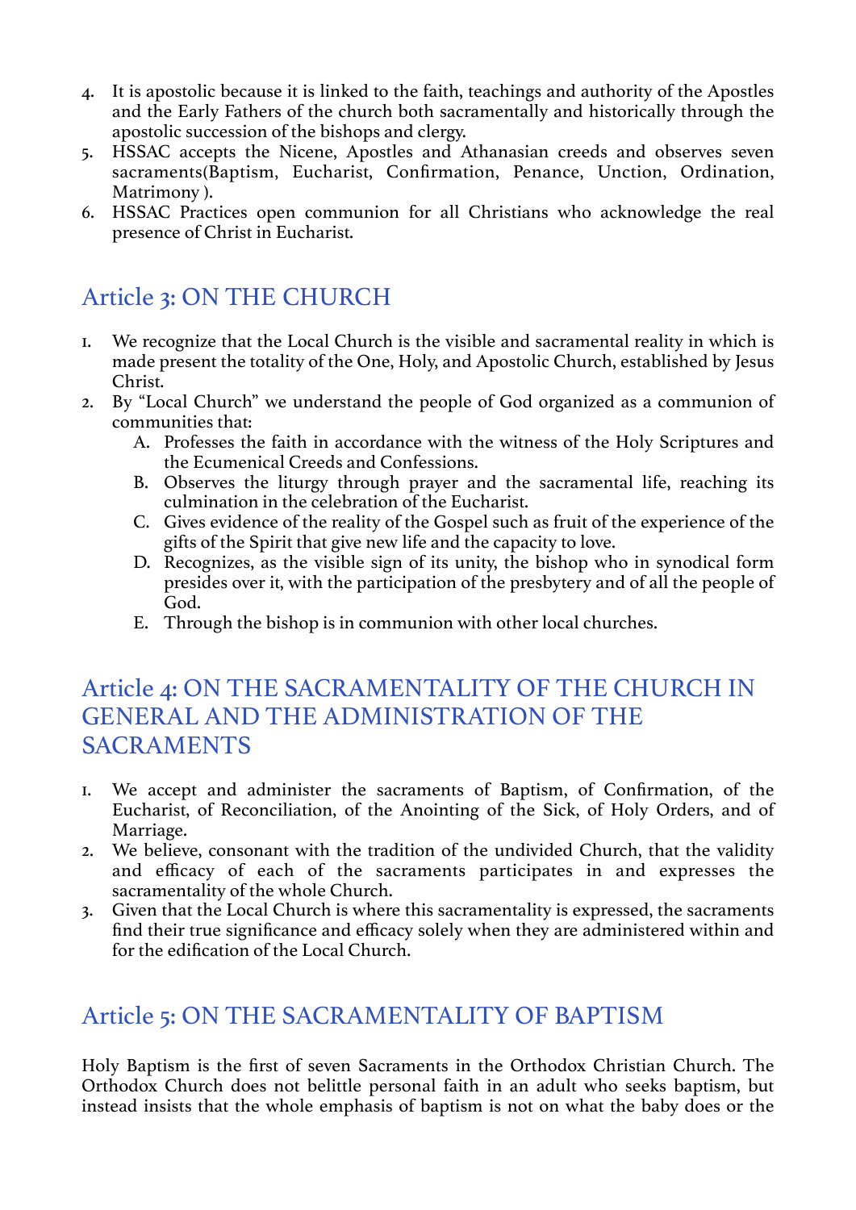4. It is apostolic because it is linked to the faith, teachings and authority of the Apostles and the Early Fathers of the church both sacramentally and historically through the apostolic succession of the bishops and clergy.
5. HSSAC accepts the Nicene, Apostles and Athanasian creeds and observes seven sacraments(Baptism, Eucharist, Confirmation, Penance, Unction, Ordination, Matrimony ).
6. HSSAC Practices open communion for all Christians who acknowledge the real presence of Christ in Eucharist.

## Article 3: ON THE CHURCH

1. We recognize that the Local Church is the visible and sacramental reality in which is made present the totality of the One, Holy, and Apostolic Church, established by Jesus Christ.
2. By "Local Church" we understand the people of God organized as a communion of communities that:
   A. Professes the faith in accordance with the witness of the Holy Scriptures and the Ecumenical Creeds and Confessions.
   B. Observes the liturgy through prayer and the sacramental life, reaching its culmination in the celebration of the Eucharist.
   C. Gives evidence of the reality of the Gospel such as fruit of the experience of the gifts of the Spirit that give new life and the capacity to love.
   D. Recognizes, as the visible sign of its unity, the bishop who in synodical form presides over it, with the participation of the presbytery and of all the people of God.
   E. Through the bishop is in communion with other local churches.

## Article 4: ON THE SACRAMENTALITY OF THE CHURCH IN GENERAL AND THE ADMINISTRATION OF THE SACRAMENTS

1. We accept and administer the sacraments of Baptism, of Confirmation, of the Eucharist, of Reconciliation, of the Anointing of the Sick, of Holy Orders, and of Marriage.
2. We believe, consonant with the tradition of the undivided Church, that the validity and efficacy of each of the sacraments participates in and expresses the sacramentality of the whole Church.
3. Given that the Local Church is where this sacramentality is expressed, the sacraments find their true significance and efficacy solely when they are administered within and for the edification of the Local Church.

## Article 5: ON THE SACRAMENTALITY OF BAPTISM

Holy Baptism is the first of seven Sacraments in the Orthodox Christian Church. The Orthodox Church does not belittle personal faith in an adult who seeks baptism, but instead insists that the whole emphasis of baptism is not on what the baby does or the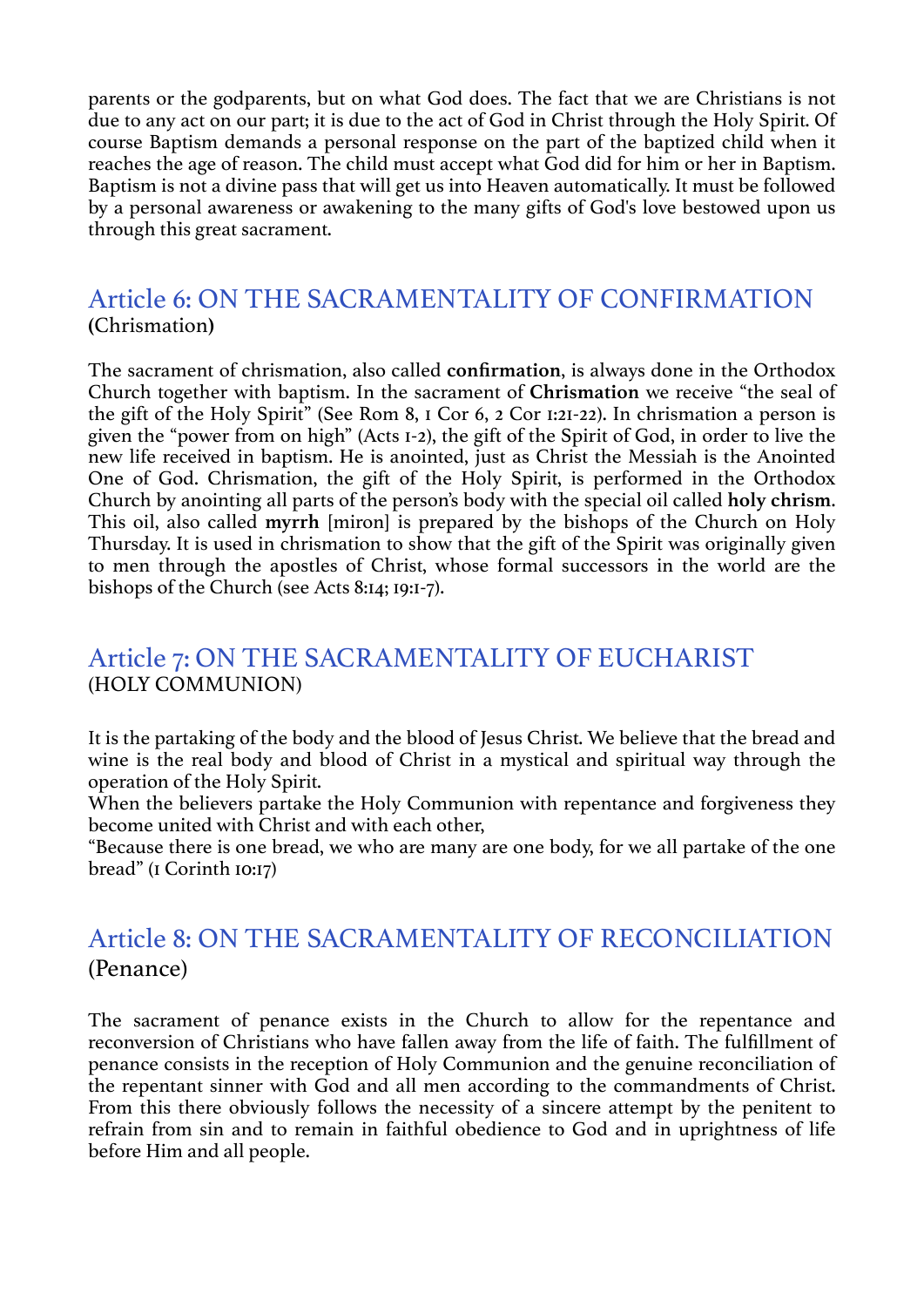parents or the godparents, but on what God does. The fact that we are Christians is not due to any act on our part; it is due to the act of God in Christ through the Holy Spirit. Of course Baptism demands a personal response on the part of the baptized child when it reaches the age of reason. The child must accept what God did for him or her in Baptism. Baptism is not a divine pass that will get us into Heaven automatically. It must be followed by a personal awareness or awakening to the many gifts of God's love bestowed upon us through this great sacrament.

## Article 6: ON THE SACRAMENTALITY OF CONFIRMATION

**(**Chrismation**)**

The sacrament of chrismation, also called **confirmation**, is always done in the Orthodox Church together with baptism. In the sacrament of **Chrismation** we receive "the seal of the gift of the Holy Spirit" (See Rom 8, 1 Cor 6, 2 Cor 1:21-22). In chrismation a person is given the "power from on high" (Acts 1-2), the gift of the Spirit of God, in order to live the new life received in baptism. He is anointed, just as Christ the Messiah is the Anointed One of God. Chrismation, the gift of the Holy Spirit, is performed in the Orthodox Church by anointing all parts of the person's body with the special oil called **holy chrism**. This oil, also called **myrrh** [miron] is prepared by the bishops of the Church on Holy Thursday. It is used in chrismation to show that the gift of the Spirit was originally given to men through the apostles of Christ, whose formal successors in the world are the bishops of the Church (see Acts 8:14; 19:1-7).

## Article 7: ON THE SACRAMENTALITY OF EUCHARIST

(HOLY COMMUNION)

It is the partaking of the body and the blood of Jesus Christ. We believe that the bread and wine is the real body and blood of Christ in a mystical and spiritual way through the operation of the Holy Spirit.
When the believers partake the Holy Communion with repentance and forgiveness they become united with Christ and with each other,
"Because there is one bread, we who are many are one body, for we all partake of the one bread" (1 Corinth 10:17)

## Article 8: ON THE SACRAMENTALITY OF RECONCILIATION

(Penance)

The sacrament of penance exists in the Church to allow for the repentance and reconversion of Christians who have fallen away from the life of faith. The fulfillment of penance consists in the reception of Holy Communion and the genuine reconciliation of the repentant sinner with God and all men according to the commandments of Christ. From this there obviously follows the necessity of a sincere attempt by the penitent to refrain from sin and to remain in faithful obedience to God and in uprightness of life before Him and all people.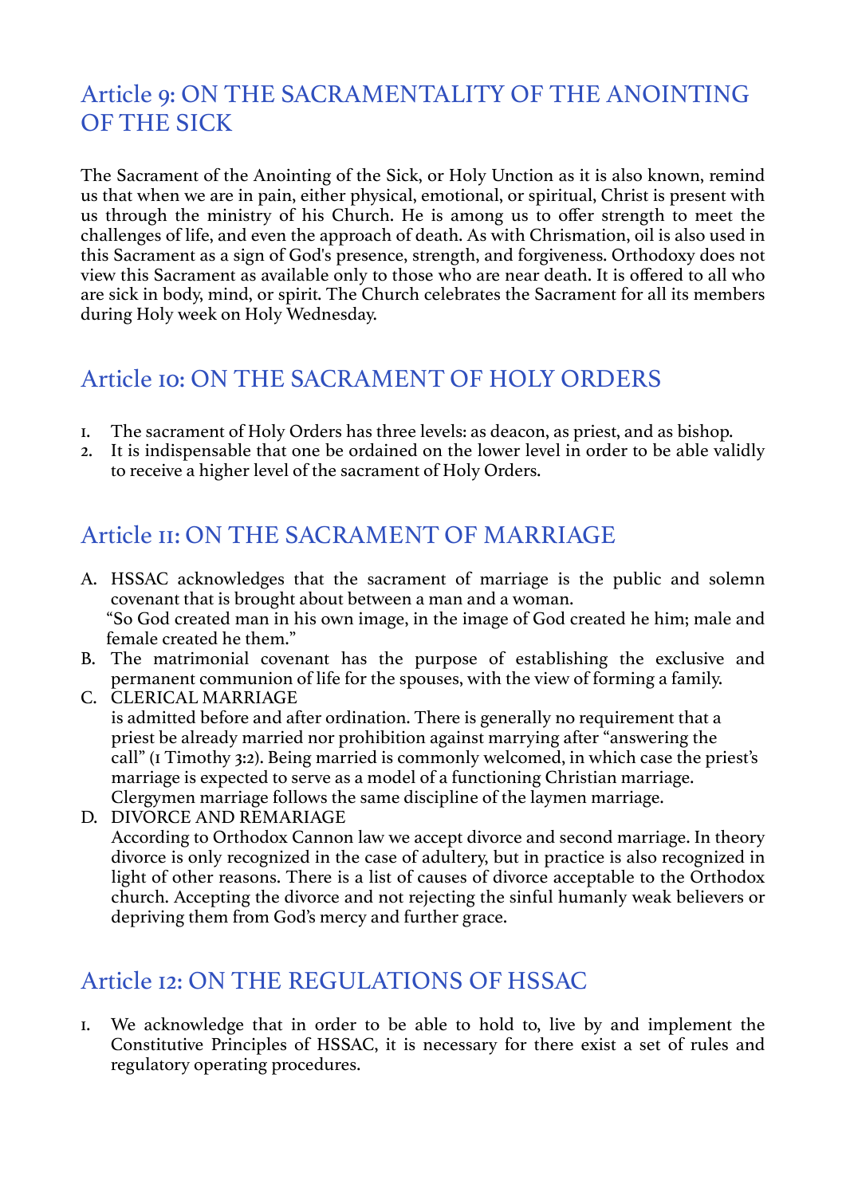## Article 9: ON THE SACRAMENTALITY OF THE ANOINTING OF THE SICK

The Sacrament of the Anointing of the Sick, or Holy Unction as it is also known, remind us that when we are in pain, either physical, emotional, or spiritual, Christ is present with us through the ministry of his Church. He is among us to offer strength to meet the challenges of life, and even the approach of death. As with Chrismation, oil is also used in this Sacrament as a sign of God's presence, strength, and forgiveness. Orthodoxy does not view this Sacrament as available only to those who are near death. It is offered to all who are sick in body, mind, or spirit. The Church celebrates the Sacrament for all its members during Holy week on Holy Wednesday.

## Article 10: ON THE SACRAMENT OF HOLY ORDERS

1. The sacrament of Holy Orders has three levels: as deacon, as priest, and as bishop.
2. It is indispensable that one be ordained on the lower level in order to be able validly to receive a higher level of the sacrament of Holy Orders.

## Article 11: ON THE SACRAMENT OF MARRIAGE

A. HSSAC acknowledges that the sacrament of marriage is the public and solemn covenant that is brought about between a man and a woman.
   "So God created man in his own image, in the image of God created he him; male and female created he them."
B. The matrimonial covenant has the purpose of establishing the exclusive and permanent communion of life for the spouses, with the view of forming a family.
C. CLERICAL MARRIAGE
   is admitted before and after ordination. There is generally no requirement that a priest be already married nor prohibition against marrying after "answering the call" (1 Timothy 3:2). Being married is commonly welcomed, in which case the priest's marriage is expected to serve as a model of a functioning Christian marriage. Clergymen marriage follows the same discipline of the laymen marriage.
D. DIVORCE AND REMARIAGE
   According to Orthodox Cannon law we accept divorce and second marriage. In theory divorce is only recognized in the case of adultery, but in practice is also recognized in light of other reasons. There is a list of causes of divorce acceptable to the Orthodox church. Accepting the divorce and not rejecting the sinful humanly weak believers or depriving them from God's mercy and further grace.

## Article 12: ON THE REGULATIONS OF HSSAC

1. We acknowledge that in order to be able to hold to, live by and implement the Constitutive Principles of HSSAC, it is necessary for there exist a set of rules and regulatory operating procedures.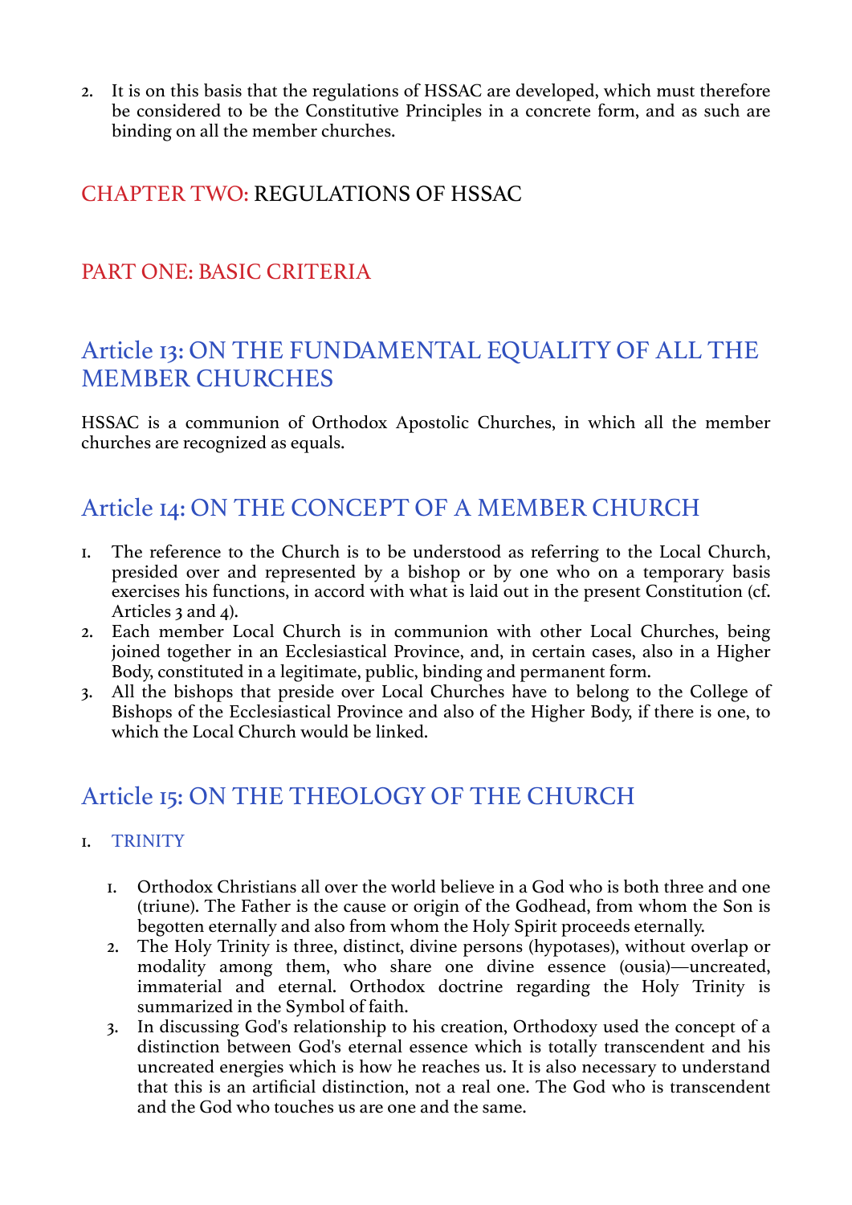2. It is on this basis that the regulations of HSSAC are developed, which must therefore be considered to be the Constitutive Principles in a concrete form, and as such are binding on all the member churches.

## CHAPTER TWO: REGULATIONS OF HSSAC

## PART ONE: BASIC CRITERIA

### Article 13: ON THE FUNDAMENTAL EQUALITY OF ALL THE MEMBER CHURCHES

HSSAC is a communion of Orthodox Apostolic Churches, in which all the member churches are recognized as equals.

### Article 14: ON THE CONCEPT OF A MEMBER CHURCH

1. The reference to the Church is to be understood as referring to the Local Church, presided over and represented by a bishop or by one who on a temporary basis exercises his functions, in accord with what is laid out in the present Constitution (cf. Articles 3 and 4).
2. Each member Local Church is in communion with other Local Churches, being joined together in an Ecclesiastical Province, and, in certain cases, also in a Higher Body, constituted in a legitimate, public, binding and permanent form.
3. All the bishops that preside over Local Churches have to belong to the College of Bishops of the Ecclesiastical Province and also of the Higher Body, if there is one, to which the Local Church would be linked.

### Article 15: ON THE THEOLOGY OF THE CHURCH

1. TRINITY

    1. Orthodox Christians all over the world believe in a God who is both three and one (triune). The Father is the cause or origin of the Godhead, from whom the Son is begotten eternally and also from whom the Holy Spirit proceeds eternally.
    2. The Holy Trinity is three, distinct, divine persons (hypotases), without overlap or modality among them, who share one divine essence (ousia)—uncreated, immaterial and eternal. Orthodox doctrine regarding the Holy Trinity is summarized in the Symbol of faith.
    3. In discussing God's relationship to his creation, Orthodoxy used the concept of a distinction between God's eternal essence which is totally transcendent and his uncreated energies which is how he reaches us. It is also necessary to understand that this is an artificial distinction, not a real one. The God who is transcendent and the God who touches us are one and the same.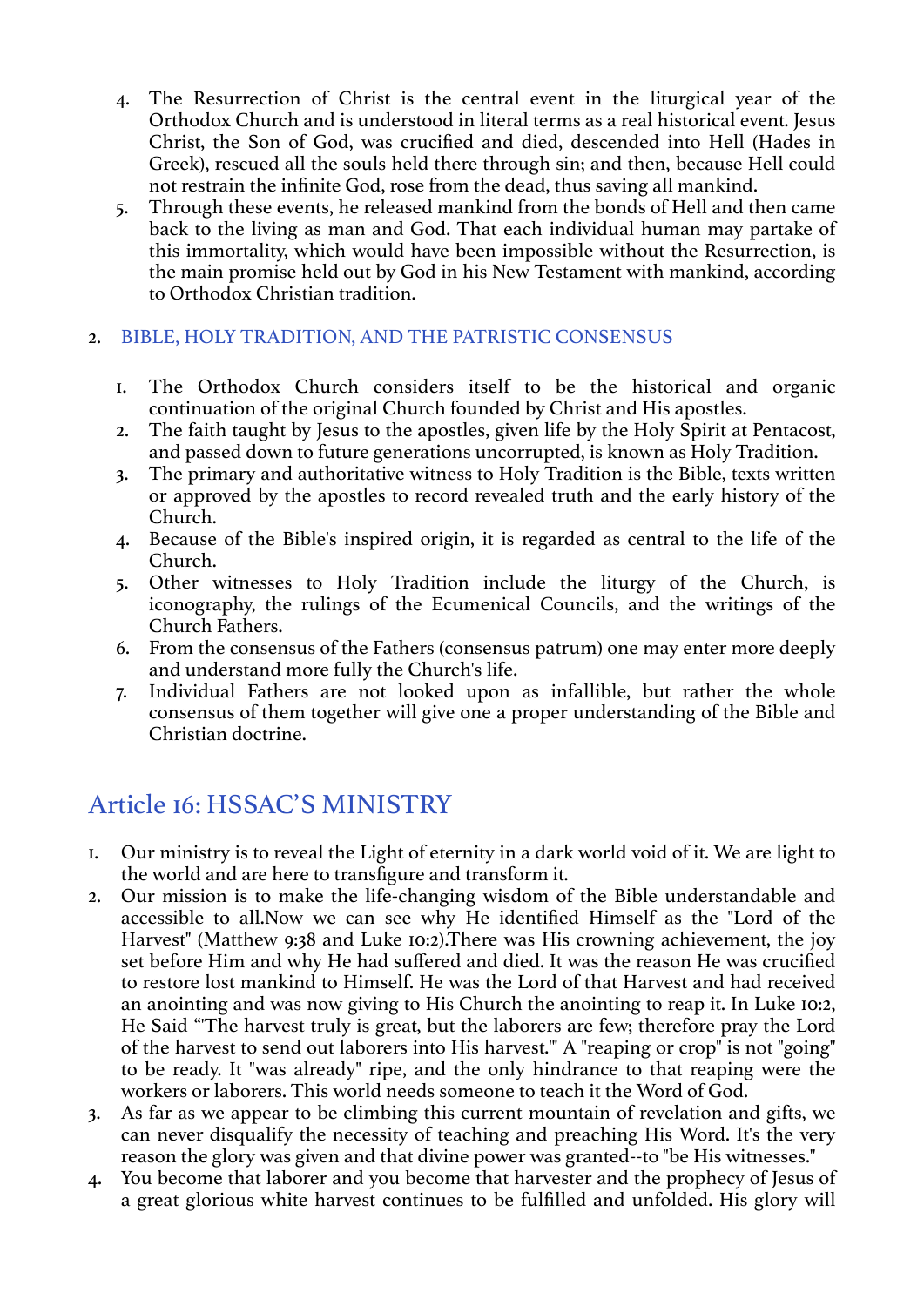4. The Resurrection of Christ is the central event in the liturgical year of the Orthodox Church and is understood in literal terms as a real historical event. Jesus Christ, the Son of God, was crucified and died, descended into Hell (Hades in Greek), rescued all the souls held there through sin; and then, because Hell could not restrain the infinite God, rose from the dead, thus saving all mankind.
5. Through these events, he released mankind from the bonds of Hell and then came back to the living as man and God. That each individual human may partake of this immortality, which would have been impossible without the Resurrection, is the main promise held out by God in his New Testament with mankind, according to Orthodox Christian tradition.

### 2. BIBLE, HOLY TRADITION, AND THE PATRISTIC CONSENSUS

1. The Orthodox Church considers itself to be the historical and organic continuation of the original Church founded by Christ and His apostles.
2. The faith taught by Jesus to the apostles, given life by the Holy Spirit at Pentacost, and passed down to future generations uncorrupted, is known as Holy Tradition.
3. The primary and authoritative witness to Holy Tradition is the Bible, texts written or approved by the apostles to record revealed truth and the early history of the Church.
4. Because of the Bible's inspired origin, it is regarded as central to the life of the Church.
5. Other witnesses to Holy Tradition include the liturgy of the Church, is iconography, the rulings of the Ecumenical Councils, and the writings of the Church Fathers.
6. From the consensus of the Fathers (consensus patrum) one may enter more deeply and understand more fully the Church's life.
7. Individual Fathers are not looked upon as infallible, but rather the whole consensus of them together will give one a proper understanding of the Bible and Christian doctrine.

## Article 16: HSSAC'S MINISTRY

1. Our ministry is to reveal the Light of eternity in a dark world void of it. We are light to the world and are here to transfigure and transform it.
2. Our mission is to make the life-changing wisdom of the Bible understandable and accessible to all.Now we can see why He identified Himself as the "Lord of the Harvest" (Matthew 9:38 and Luke 10:2).There was His crowning achievement, the joy set before Him and why He had suffered and died. It was the reason He was crucified to restore lost mankind to Himself. He was the Lord of that Harvest and had received an anointing and was now giving to His Church the anointing to reap it. In Luke 10:2, He Said "'The harvest truly is great, but the laborers are few; therefore pray the Lord of the harvest to send out laborers into His harvest.'" A "reaping or crop" is not "going" to be ready. It "was already" ripe, and the only hindrance to that reaping were the workers or laborers. This world needs someone to teach it the Word of God.
3. As far as we appear to be climbing this current mountain of revelation and gifts, we can never disqualify the necessity of teaching and preaching His Word. It's the very reason the glory was given and that divine power was granted--to "be His witnesses."
4. You become that laborer and you become that harvester and the prophecy of Jesus of a great glorious white harvest continues to be fulfilled and unfolded. His glory will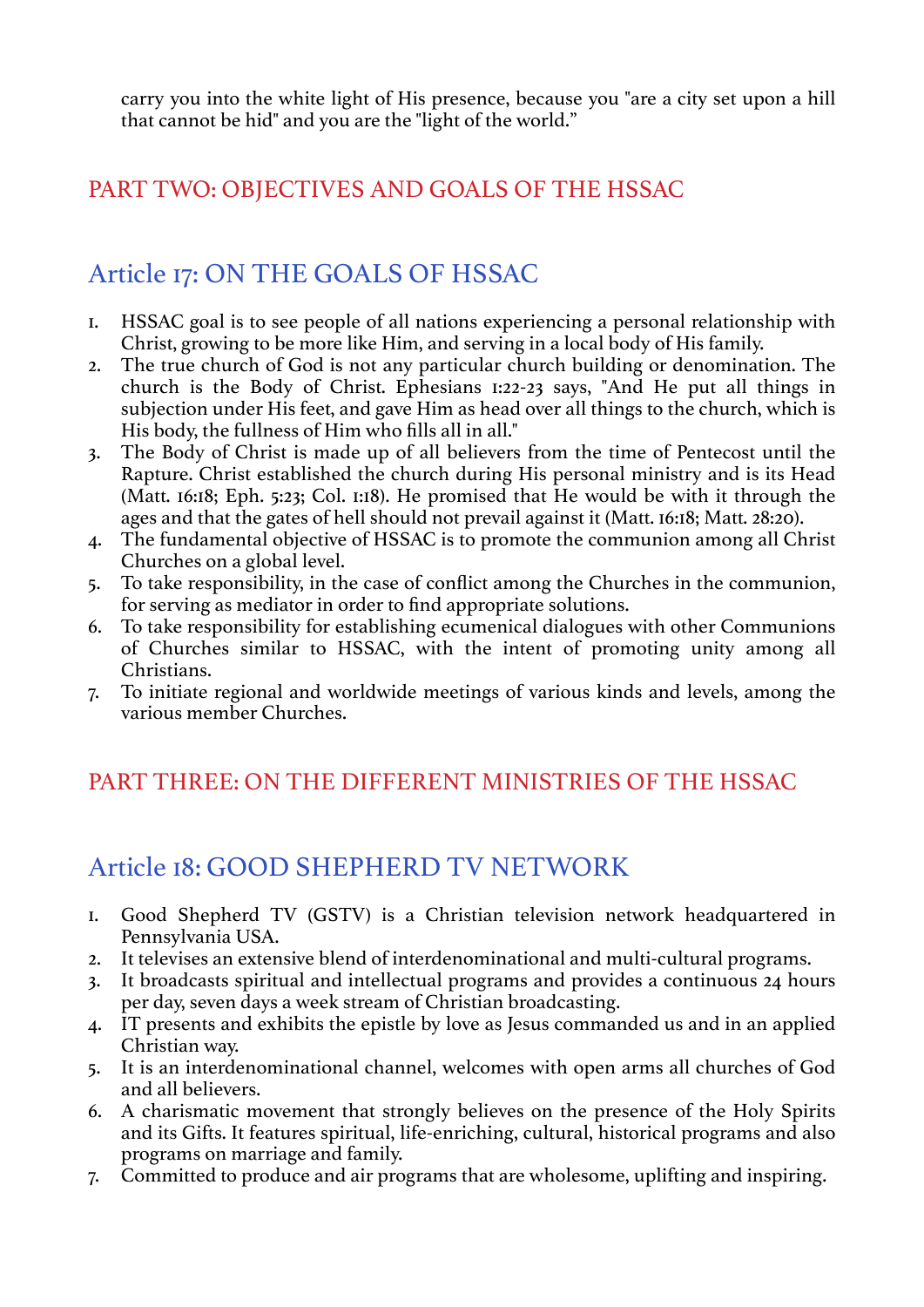carry you into the white light of His presence, because you "are a city set upon a hill that cannot be hid" and you are the "light of the world."

## PART TWO: OBJECTIVES AND GOALS OF THE HSSAC

### Article 17: ON THE GOALS OF HSSAC

1. HSSAC goal is to see people of all nations experiencing a personal relationship with Christ, growing to be more like Him, and serving in a local body of His family.
2. The true church of God is not any particular church building or denomination. The church is the Body of Christ. Ephesians 1:22-23 says, "And He put all things in subjection under His feet, and gave Him as head over all things to the church, which is His body, the fullness of Him who fills all in all."
3. The Body of Christ is made up of all believers from the time of Pentecost until the Rapture. Christ established the church during His personal ministry and is its Head (Matt. 16:18; Eph. 5:23; Col. 1:18). He promised that He would be with it through the ages and that the gates of hell should not prevail against it (Matt. 16:18; Matt. 28:20).
4. The fundamental objective of HSSAC is to promote the communion among all Christ Churches on a global level.
5. To take responsibility, in the case of conflict among the Churches in the communion, for serving as mediator in order to find appropriate solutions.
6. To take responsibility for establishing ecumenical dialogues with other Communions of Churches similar to HSSAC, with the intent of promoting unity among all Christians.
7. To initiate regional and worldwide meetings of various kinds and levels, among the various member Churches.

## PART THREE: ON THE DIFFERENT MINISTRIES OF THE HSSAC

### Article 18: GOOD SHEPHERD TV NETWORK

1. Good Shepherd TV (GSTV) is a Christian television network headquartered in Pennsylvania USA.
2. It televises an extensive blend of interdenominational and multi-cultural programs.
3. It broadcasts spiritual and intellectual programs and provides a continuous 24 hours per day, seven days a week stream of Christian broadcasting.
4. IT presents and exhibits the epistle by love as Jesus commanded us and in an applied Christian way.
5. It is an interdenominational channel, welcomes with open arms all churches of God and all believers.
6. A charismatic movement that strongly believes on the presence of the Holy Spirits and its Gifts. It features spiritual, life-enriching, cultural, historical programs and also programs on marriage and family.
7. Committed to produce and air programs that are wholesome, uplifting and inspiring.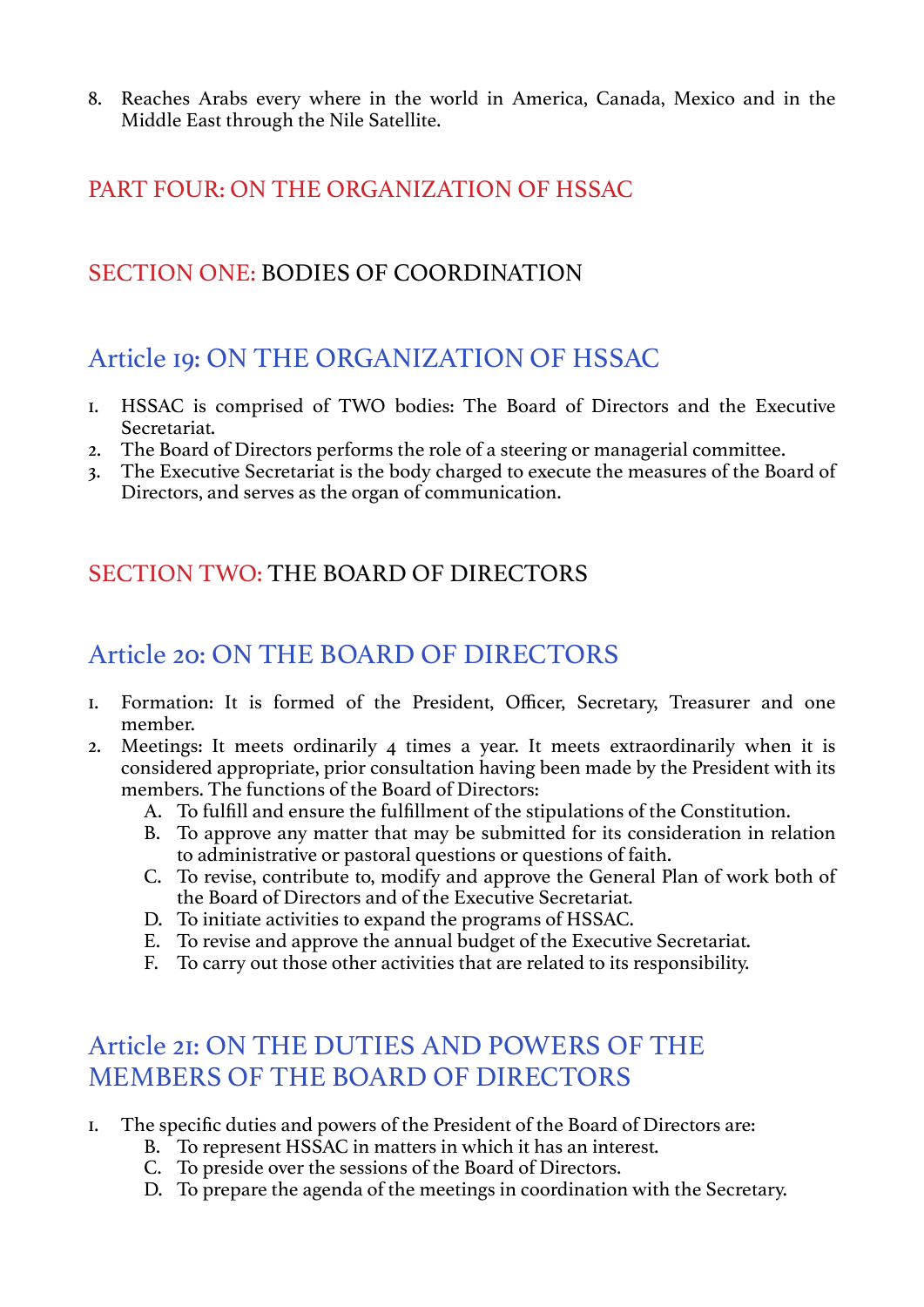8. Reaches Arabs every where in the world in America, Canada, Mexico and in the Middle East through the Nile Satellite.

## PART FOUR: ON THE ORGANIZATION OF HSSAC

## SECTION ONE: BODIES OF COORDINATION

### Article 19: ON THE ORGANIZATION OF HSSAC

1. HSSAC is comprised of TWO bodies: The Board of Directors and the Executive Secretariat.
2. The Board of Directors performs the role of a steering or managerial committee.
3. The Executive Secretariat is the body charged to execute the measures of the Board of Directors, and serves as the organ of communication.

## SECTION TWO: THE BOARD OF DIRECTORS

### Article 20: ON THE BOARD OF DIRECTORS

1. Formation: It is formed of the President, Officer, Secretary, Treasurer and one member.
2. Meetings: It meets ordinarily 4 times a year. It meets extraordinarily when it is considered appropriate, prior consultation having been made by the President with its members. The functions of the Board of Directors:
   - A. To fulfill and ensure the fulfillment of the stipulations of the Constitution.
   - B. To approve any matter that may be submitted for its consideration in relation to administrative or pastoral questions or questions of faith.
   - C. To revise, contribute to, modify and approve the General Plan of work both of the Board of Directors and of the Executive Secretariat.
   - D. To initiate activities to expand the programs of HSSAC.
   - E. To revise and approve the annual budget of the Executive Secretariat.
   - F. To carry out those other activities that are related to its responsibility.

### Article 21: ON THE DUTIES AND POWERS OF THE MEMBERS OF THE BOARD OF DIRECTORS

1. The specific duties and powers of the President of the Board of Directors are:
   - B. To represent HSSAC in matters in which it has an interest.
   - C. To preside over the sessions of the Board of Directors.
   - D. To prepare the agenda of the meetings in coordination with the Secretary.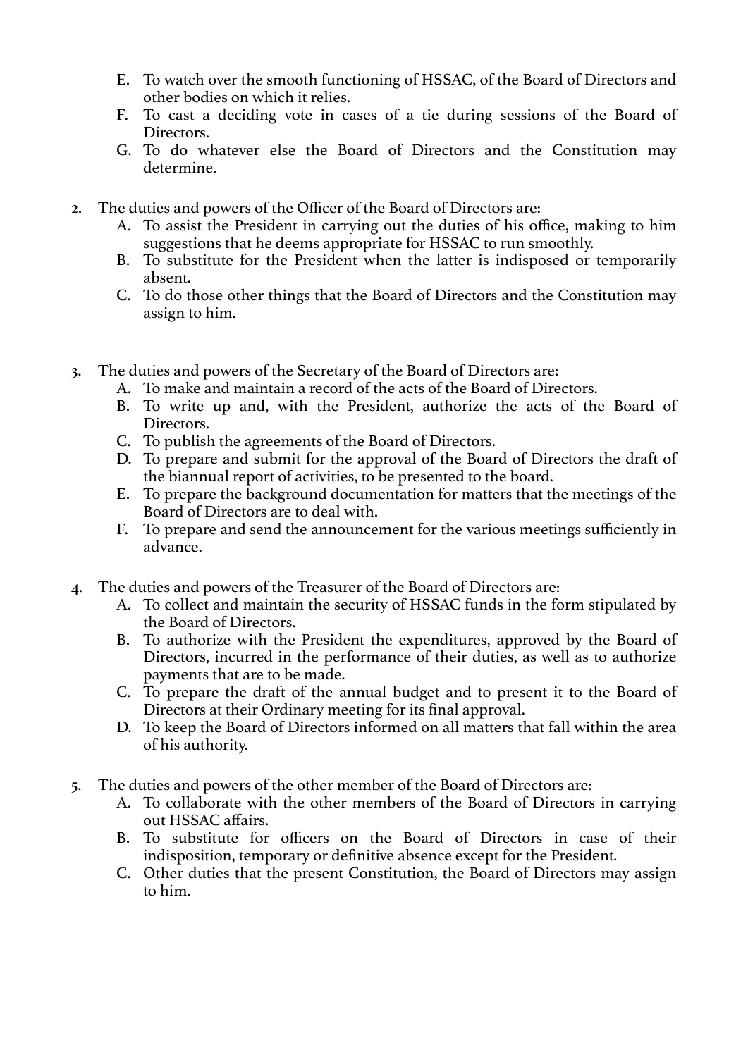E. To watch over the smooth functioning of HSSAC, of the Board of Directors and other bodies on which it relies.
F. To cast a deciding vote in cases of a tie during sessions of the Board of Directors.
G. To do whatever else the Board of Directors and the Constitution may determine.

2. The duties and powers of the Officer of the Board of Directors are:
   A. To assist the President in carrying out the duties of his office, making to him suggestions that he deems appropriate for HSSAC to run smoothly.
   B. To substitute for the President when the latter is indisposed or temporarily absent.
   C. To do those other things that the Board of Directors and the Constitution may assign to him.

3. The duties and powers of the Secretary of the Board of Directors are:
   A. To make and maintain a record of the acts of the Board of Directors.
   B. To write up and, with the President, authorize the acts of the Board of Directors.
   C. To publish the agreements of the Board of Directors.
   D. To prepare and submit for the approval of the Board of Directors the draft of the biannual report of activities, to be presented to the board.
   E. To prepare the background documentation for matters that the meetings of the Board of Directors are to deal with.
   F. To prepare and send the announcement for the various meetings sufficiently in advance.

4. The duties and powers of the Treasurer of the Board of Directors are:
   A. To collect and maintain the security of HSSAC funds in the form stipulated by the Board of Directors.
   B. To authorize with the President the expenditures, approved by the Board of Directors, incurred in the performance of their duties, as well as to authorize payments that are to be made.
   C. To prepare the draft of the annual budget and to present it to the Board of Directors at their Ordinary meeting for its final approval.
   D. To keep the Board of Directors informed on all matters that fall within the area of his authority.

5. The duties and powers of the other member of the Board of Directors are:
   A. To collaborate with the other members of the Board of Directors in carrying out HSSAC affairs.
   B. To substitute for officers on the Board of Directors in case of their indisposition, temporary or definitive absence except for the President.
   C. Other duties that the present Constitution, the Board of Directors may assign to him.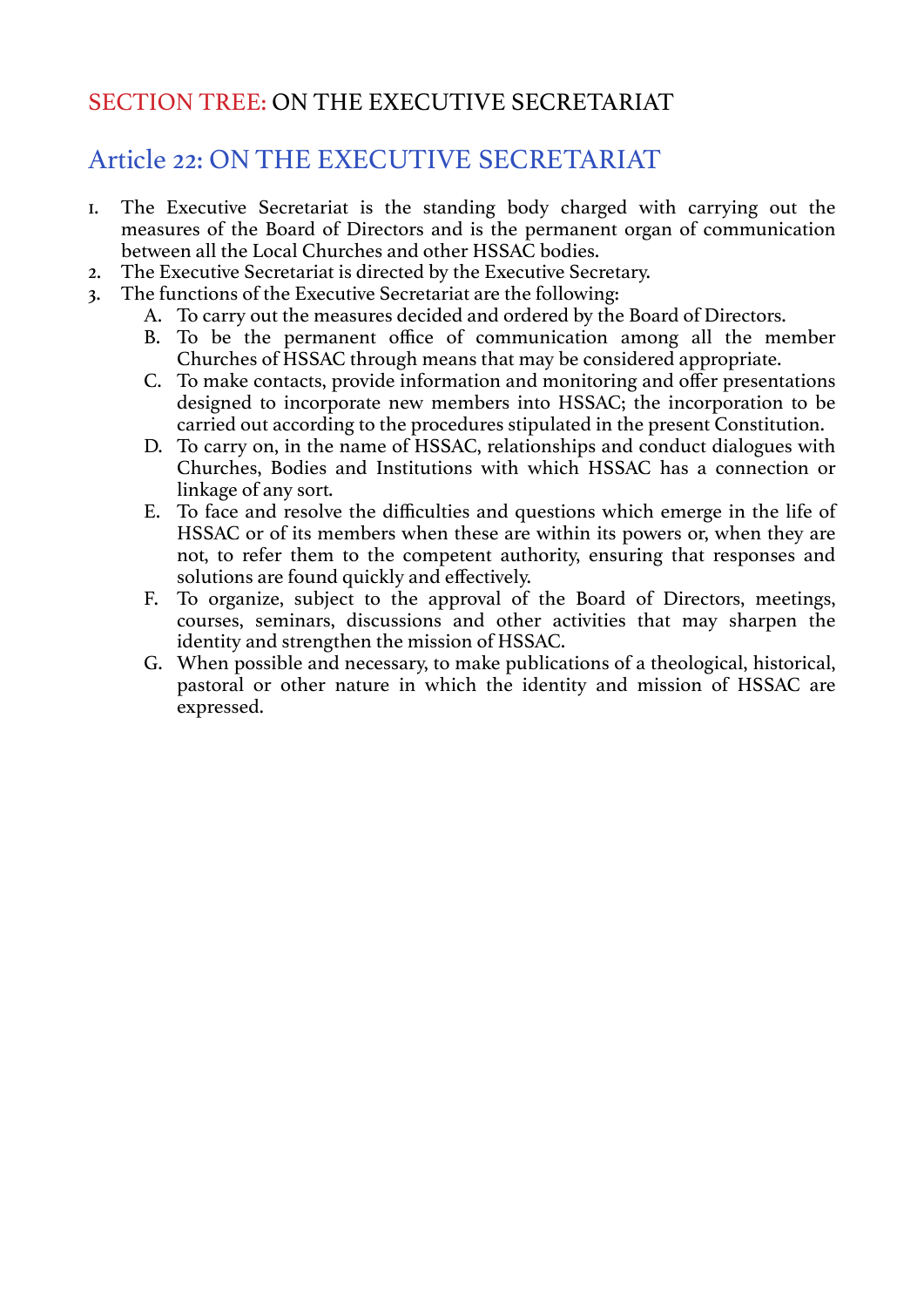## SECTION TREE: ON THE EXECUTIVE SECRETARIAT

### Article 22: ON THE EXECUTIVE SECRETARIAT

1. The Executive Secretariat is the standing body charged with carrying out the measures of the Board of Directors and is the permanent organ of communication between all the Local Churches and other HSSAC bodies.
2. The Executive Secretariat is directed by the Executive Secretary.
3. The functions of the Executive Secretariat are the following:
   A. To carry out the measures decided and ordered by the Board of Directors.
   B. To be the permanent office of communication among all the member Churches of HSSAC through means that may be considered appropriate.
   C. To make contacts, provide information and monitoring and offer presentations designed to incorporate new members into HSSAC; the incorporation to be carried out according to the procedures stipulated in the present Constitution.
   D. To carry on, in the name of HSSAC, relationships and conduct dialogues with Churches, Bodies and Institutions with which HSSAC has a connection or linkage of any sort.
   E. To face and resolve the difficulties and questions which emerge in the life of HSSAC or of its members when these are within its powers or, when they are not, to refer them to the competent authority, ensuring that responses and solutions are found quickly and effectively.
   F. To organize, subject to the approval of the Board of Directors, meetings, courses, seminars, discussions and other activities that may sharpen the identity and strengthen the mission of HSSAC.
   G. When possible and necessary, to make publications of a theological, historical, pastoral or other nature in which the identity and mission of HSSAC are expressed.